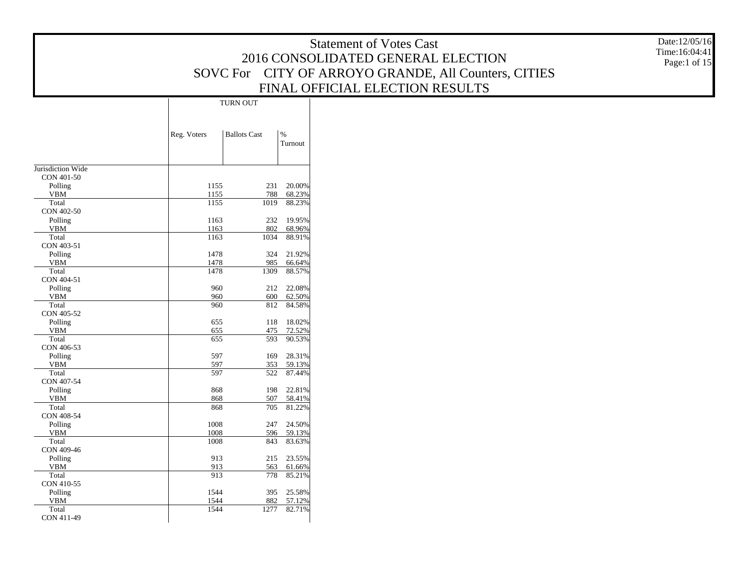# Statement of Votes Cast

## 2016 CONSOLIDATED GENERAL ELECTION

## SOVC For CITY OF ARROYO GRANDE, All Counters, CITIES

## FINAL OFFICIAL ELECTION RESULTS

Date:12/05/16
Time:16:04:41

| | TURN OUT | | |
|---|---|---|---|
| | Reg. Voters | Ballots Cast | % Turnout |
| Jurisdiction Wide | | | |
| CON 401-50 | | | |
| Polling | 1155 | 231 | 20.00% |
| VBM | 1155 | 788 | 68.23% |
| Total | 1155 | 1019 | 88.23% |
| CON 402-50 | | | |
| Polling | 1163 | 232 | 19.95% |
| VBM | 1163 | 802 | 68.96% |
| Total | 1163 | 1034 | 88.91% |
| CON 403-51 | | | |
| Polling | 1478 | 324 | 21.92% |
| VBM | 1478 | 985 | 66.64% |
| Total | 1478 | 1309 | 88.57% |
| CON 404-51 | | | |
| Polling | 960 | 212 | 22.08% |
| VBM | 960 | 600 | 62.50% |
| Total | 960 | 812 | 84.58% |
| CON 405-52 | | | |
| Polling | 655 | 118 | 18.02% |
| VBM | 655 | 475 | 72.52% |
| Total | 655 | 593 | 90.53% |
| CON 406-53 | | | |
| Polling | 597 | 169 | 28.31% |
| VBM | 597 | 353 | 59.13% |
| Total | 597 | 522 | 87.44% |
| CON 407-54 | | | |
| Polling | 868 | 198 | 22.81% |
| VBM | 868 | 507 | 58.41% |
| Total | 868 | 705 | 81.22% |
| CON 408-54 | | | |
| Polling | 1008 | 247 | 24.50% |
| VBM | 1008 | 596 | 59.13% |
| Total | 1008 | 843 | 83.63% |
| CON 409-46 | | | |
| Polling | 913 | 215 | 23.55% |
| VBM | 913 | 563 | 61.66% |
| Total | 913 | 778 | 85.21% |
| CON 410-55 | | | |
| Polling | 1544 | 395 | 25.58% |
| VBM | 1544 | 882 | 57.12% |
| Total | 1544 | 1277 | 82.71% |
| CON 411-49 | | | |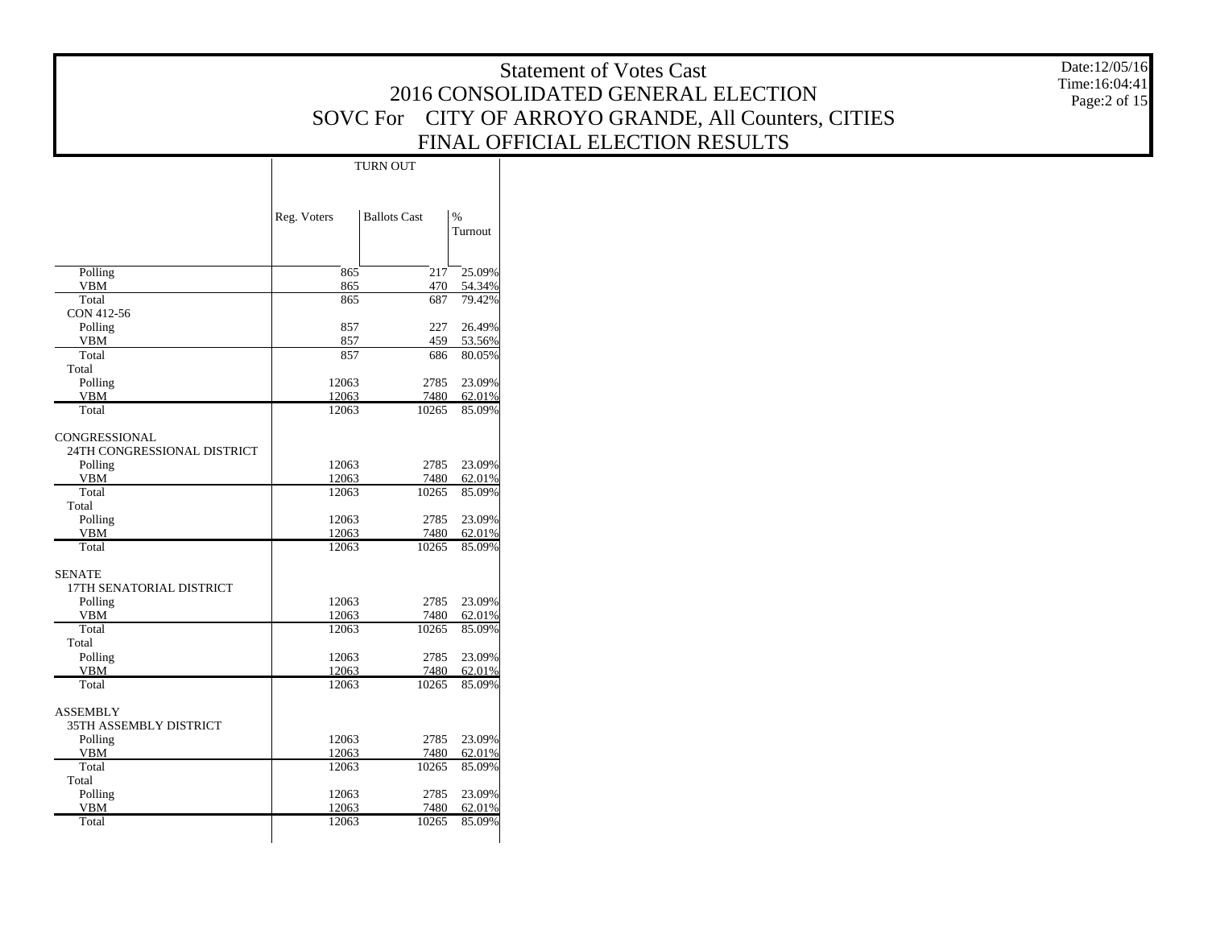# Statement of Votes Cast
## 2016 CONSOLIDATED GENERAL ELECTION
## SOVC For CITY OF ARROYO GRANDE, All Counters, CITIES
## FINAL OFFICIAL ELECTION RESULTS

Date:12/05/16
Time:16:04:41

| | TURN OUT | | |
|---|---|---|---|
| | Reg. Voters | Ballots Cast | % Turnout |
| Polling | 865 | 217 | 25.09% |
| VBM | 865 | 470 | 54.34% |
| Total | 865 | 687 | 79.42% |
| CON 412-56 | | | |
| Polling | 857 | 227 | 26.49% |
| VBM | 857 | 459 | 53.56% |
| Total | 857 | 686 | 80.05% |
| Total | | | |
| Polling | 12063 | 2785 | 23.09% |
| VBM | 12063 | 7480 | 62.01% |
| Total | 12063 | 10265 | 85.09% |
| CONGRESSIONAL | | | |
| 24TH CONGRESSIONAL DISTRICT | | | |
| Polling | 12063 | 2785 | 23.09% |
| VBM | 12063 | 7480 | 62.01% |
| Total | 12063 | 10265 | 85.09% |
| Total | | | |
| Polling | 12063 | 2785 | 23.09% |
| VBM | 12063 | 7480 | 62.01% |
| Total | 12063 | 10265 | 85.09% |
| SENATE | | | |
| 17TH SENATORIAL DISTRICT | | | |
| Polling | 12063 | 2785 | 23.09% |
| VBM | 12063 | 7480 | 62.01% |
| Total | 12063 | 10265 | 85.09% |
| Total | | | |
| Polling | 12063 | 2785 | 23.09% |
| VBM | 12063 | 7480 | 62.01% |
| Total | 12063 | 10265 | 85.09% |
| ASSEMBLY | | | |
| 35TH ASSEMBLY DISTRICT | | | |
| Polling | 12063 | 2785 | 23.09% |
| VBM | 12063 | 7480 | 62.01% |
| Total | 12063 | 10265 | 85.09% |
| Total | | | |
| Polling | 12063 | 2785 | 23.09% |
| VBM | 12063 | 7480 | 62.01% |
| Total | 12063 | 10265 | 85.09% |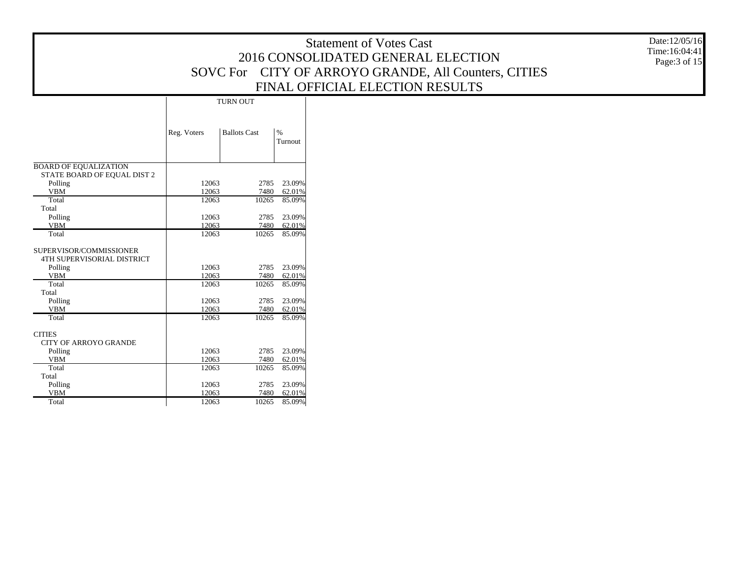# Statement of Votes Cast
## 2016 CONSOLIDATED GENERAL ELECTION
## SOVC For CITY OF ARROYO GRANDE, All Counters, CITIES
## FINAL OFFICIAL ELECTION RESULTS

Date:12/05/16
Time:16:04:41

| | TURN OUT | | |
|---|---|---|---|
| | Reg. Voters | Ballots Cast | % Turnout |
| BOARD OF EQUALIZATION | | | |
| STATE BOARD OF EQUAL DIST 2 | | | |
| Polling | 12063 | 2785 | 23.09% |
| VBM | 12063 | 7480 | 62.01% |
| Total | 12063 | 10265 | 85.09% |
| Total | | | |
| Polling | 12063 | 2785 | 23.09% |
| VBM | 12063 | 7480 | 62.01% |
| Total | 12063 | 10265 | 85.09% |
| SUPERVISOR/COMMISSIONER | | | |
| 4TH SUPERVISORIAL DISTRICT | | | |
| Polling | 12063 | 2785 | 23.09% |
| VBM | 12063 | 7480 | 62.01% |
| Total | 12063 | 10265 | 85.09% |
| Total | | | |
| Polling | 12063 | 2785 | 23.09% |
| VBM | 12063 | 7480 | 62.01% |
| Total | 12063 | 10265 | 85.09% |
| CITIES | | | |
| CITY OF ARROYO GRANDE | | | |
| Polling | 12063 | 2785 | 23.09% |
| VBM | 12063 | 7480 | 62.01% |
| Total | 12063 | 10265 | 85.09% |
| Total | | | |
| Polling | 12063 | 2785 | 23.09% |
| VBM | 12063 | 7480 | 62.01% |
| Total | 12063 | 10265 | 85.09% |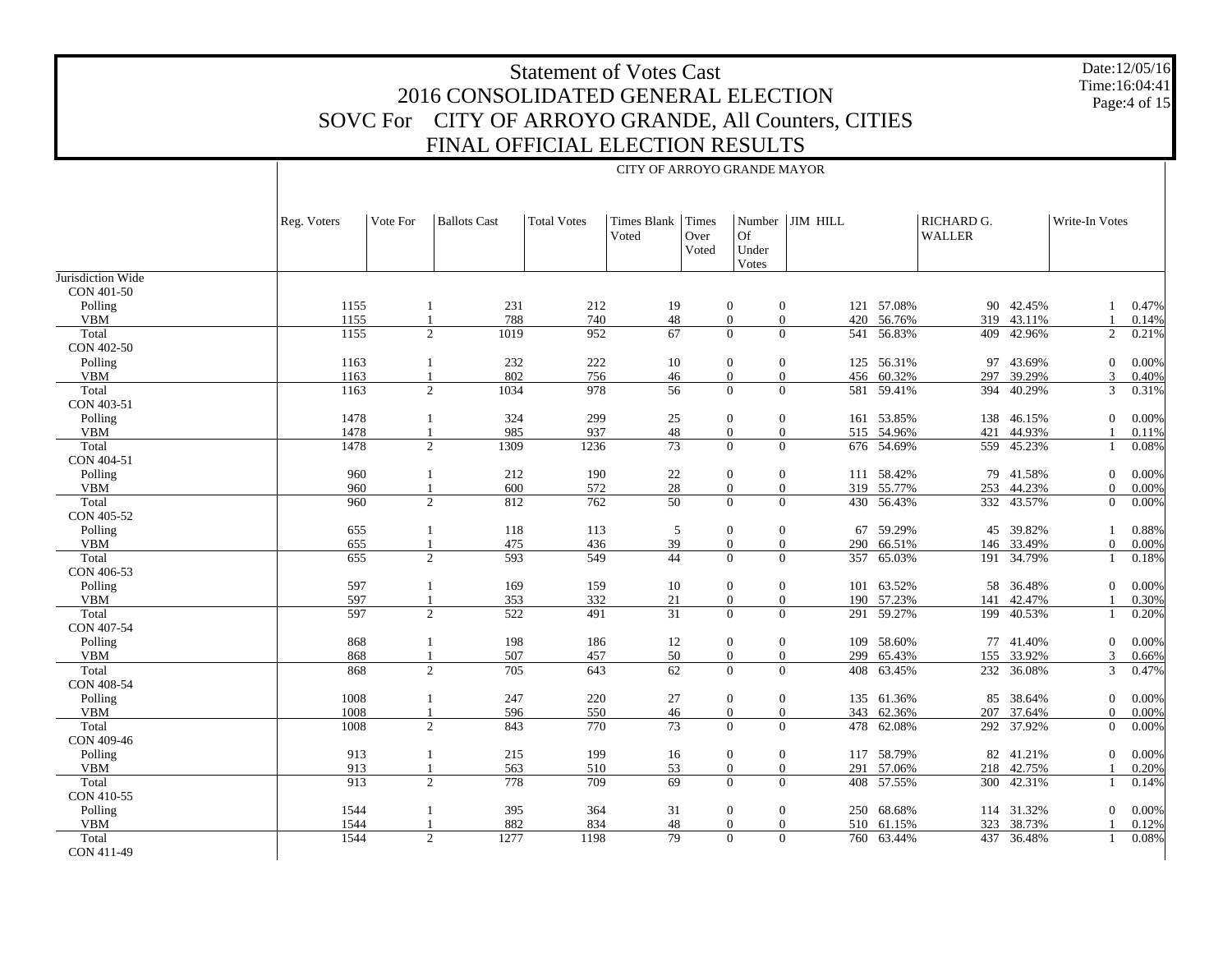# Statement of Votes Cast
## 2016 CONSOLIDATED GENERAL ELECTION
## SOVC For CITY OF ARROYO GRANDE, All Counters, CITIES
## FINAL OFFICIAL ELECTION RESULTS

Date:12/05/16
Time:16:04:41

### CITY OF ARROYO GRANDE MAYOR

| | Reg. Voters | Vote For | Ballots Cast | Total Votes | Times Blank Voted | Times Over Voted | Number Of Under Votes | JIM HILL | | RICHARD G. WALLER | | Write-In Votes | |
|---|---|---|---|---|---|---|---|---|---|---|---|---|---|
| Jurisdiction Wide | | | | | | | | | | | | | |
| CON 401-50 | | | | | | | | | | | | | |
| Polling | 1155 | 1 | 231 | 212 | 19 | 0 | 0 | 121 | 57.08% | 90 | 42.45% | 1 | 0.47% |
| VBM | 1155 | 1 | 788 | 740 | 48 | 0 | 0 | 420 | 56.76% | 319 | 43.11% | 1 | 0.14% |
| Total | 1155 | 2 | 1019 | 952 | 67 | 0 | 0 | 541 | 56.83% | 409 | 42.96% | 2 | 0.21% |
| CON 402-50 | | | | | | | | | | | | | |
| Polling | 1163 | 1 | 232 | 222 | 10 | 0 | 0 | 125 | 56.31% | 97 | 43.69% | 0 | 0.00% |
| VBM | 1163 | 1 | 802 | 756 | 46 | 0 | 0 | 456 | 60.32% | 297 | 39.29% | 3 | 0.40% |
| Total | 1163 | 2 | 1034 | 978 | 56 | 0 | 0 | 581 | 59.41% | 394 | 40.29% | 3 | 0.31% |
| CON 403-51 | | | | | | | | | | | | | |
| Polling | 1478 | 1 | 324 | 299 | 25 | 0 | 0 | 161 | 53.85% | 138 | 46.15% | 0 | 0.00% |
| VBM | 1478 | 1 | 985 | 937 | 48 | 0 | 0 | 515 | 54.96% | 421 | 44.93% | 1 | 0.11% |
| Total | 1478 | 2 | 1309 | 1236 | 73 | 0 | 0 | 676 | 54.69% | 559 | 45.23% | 1 | 0.08% |
| CON 404-51 | | | | | | | | | | | | | |
| Polling | 960 | 1 | 212 | 190 | 22 | 0 | 0 | 111 | 58.42% | 79 | 41.58% | 0 | 0.00% |
| VBM | 960 | 1 | 600 | 572 | 28 | 0 | 0 | 319 | 55.77% | 253 | 44.23% | 0 | 0.00% |
| Total | 960 | 2 | 812 | 762 | 50 | 0 | 0 | 430 | 56.43% | 332 | 43.57% | 0 | 0.00% |
| CON 405-52 | | | | | | | | | | | | | |
| Polling | 655 | 1 | 118 | 113 | 5 | 0 | 0 | 67 | 59.29% | 45 | 39.82% | 1 | 0.88% |
| VBM | 655 | 1 | 475 | 436 | 39 | 0 | 0 | 290 | 66.51% | 146 | 33.49% | 0 | 0.00% |
| Total | 655 | 2 | 593 | 549 | 44 | 0 | 0 | 357 | 65.03% | 191 | 34.79% | 1 | 0.18% |
| CON 406-53 | | | | | | | | | | | | | |
| Polling | 597 | 1 | 169 | 159 | 10 | 0 | 0 | 101 | 63.52% | 58 | 36.48% | 0 | 0.00% |
| VBM | 597 | 1 | 353 | 332 | 21 | 0 | 0 | 190 | 57.23% | 141 | 42.47% | 1 | 0.30% |
| Total | 597 | 2 | 522 | 491 | 31 | 0 | 0 | 291 | 59.27% | 199 | 40.53% | 1 | 0.20% |
| CON 407-54 | | | | | | | | | | | | | |
| Polling | 868 | 1 | 198 | 186 | 12 | 0 | 0 | 109 | 58.60% | 77 | 41.40% | 0 | 0.00% |
| VBM | 868 | 1 | 507 | 457 | 50 | 0 | 0 | 299 | 65.43% | 155 | 33.92% | 3 | 0.66% |
| Total | 868 | 2 | 705 | 643 | 62 | 0 | 0 | 408 | 63.45% | 232 | 36.08% | 3 | 0.47% |
| CON 408-54 | | | | | | | | | | | | | |
| Polling | 1008 | 1 | 247 | 220 | 27 | 0 | 0 | 135 | 61.36% | 85 | 38.64% | 0 | 0.00% |
| VBM | 1008 | 1 | 596 | 550 | 46 | 0 | 0 | 343 | 62.36% | 207 | 37.64% | 0 | 0.00% |
| Total | 1008 | 2 | 843 | 770 | 73 | 0 | 0 | 478 | 62.08% | 292 | 37.92% | 0 | 0.00% |
| CON 409-46 | | | | | | | | | | | | | |
| Polling | 913 | 1 | 215 | 199 | 16 | 0 | 0 | 117 | 58.79% | 82 | 41.21% | 0 | 0.00% |
| VBM | 913 | 1 | 563 | 510 | 53 | 0 | 0 | 291 | 57.06% | 218 | 42.75% | 1 | 0.20% |
| Total | 913 | 2 | 778 | 709 | 69 | 0 | 0 | 408 | 57.55% | 300 | 42.31% | 1 | 0.14% |
| CON 410-55 | | | | | | | | | | | | | |
| Polling | 1544 | 1 | 395 | 364 | 31 | 0 | 0 | 250 | 68.68% | 114 | 31.32% | 0 | 0.00% |
| VBM | 1544 | 1 | 882 | 834 | 48 | 0 | 0 | 510 | 61.15% | 323 | 38.73% | 1 | 0.12% |
| Total | 1544 | 2 | 1277 | 1198 | 79 | 0 | 0 | 760 | 63.44% | 437 | 36.48% | 1 | 0.08% |
| CON 411-49 | | | | | | | | | | | | | |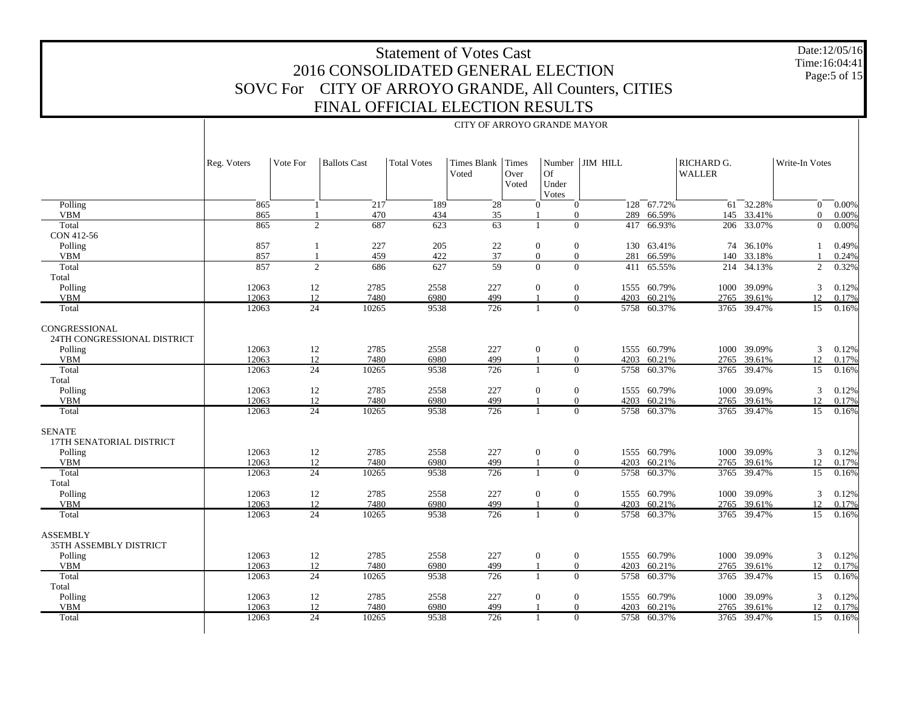# Statement of Votes Cast
## 2016 CONSOLIDATED GENERAL ELECTION
## SOVC For CITY OF ARROYO GRANDE, All Counters, CITIES
## FINAL OFFICIAL ELECTION RESULTS

Date:12/05/16
Time:16:04:41

CITY OF ARROYO GRANDE MAYOR

| | Reg. Voters | Vote For | Ballots Cast | Total Votes | Times Blank Voted | Times Over Voted | Number Of Under Votes | JIM HILL | | RICHARD G. WALLER | | Write-In Votes | |
|---|---|---|---|---|---|---|---|---|---|---|---|---|---|
| Polling | 865 | 1 | 217 | 189 | 28 | 0 | 0 | 128 | 67.72% | 61 | 32.28% | 0 | 0.00% |
| VBM | 865 | 1 | 470 | 434 | 35 | 1 | 0 | 289 | 66.59% | 145 | 33.41% | 0 | 0.00% |
| Total | 865 | 2 | 687 | 623 | 63 | 1 | 0 | 417 | 66.93% | 206 | 33.07% | 0 | 0.00% |
| CON 412-56 | | | | | | | | | | | | | |
| Polling | 857 | 1 | 227 | 205 | 22 | 0 | 0 | 130 | 63.41% | 74 | 36.10% | 1 | 0.49% |
| VBM | 857 | 1 | 459 | 422 | 37 | 0 | 0 | 281 | 66.59% | 140 | 33.18% | 1 | 0.24% |
| Total | 857 | 2 | 686 | 627 | 59 | 0 | 0 | 411 | 65.55% | 214 | 34.13% | 2 | 0.32% |
| Total | | | | | | | | | | | | | |
| Polling | 12063 | 12 | 2785 | 2558 | 227 | 0 | 0 | 1555 | 60.79% | 1000 | 39.09% | 3 | 0.12% |
| VBM | 12063 | 12 | 7480 | 6980 | 499 | 1 | 0 | 4203 | 60.21% | 2765 | 39.61% | 12 | 0.17% |
| Total | 12063 | 24 | 10265 | 9538 | 726 | 1 | 0 | 5758 | 60.37% | 3765 | 39.47% | 15 | 0.16% |
| CONGRESSIONAL | | | | | | | | | | | | | |
| 24TH CONGRESSIONAL DISTRICT | | | | | | | | | | | | | |
| Polling | 12063 | 12 | 2785 | 2558 | 227 | 0 | 0 | 1555 | 60.79% | 1000 | 39.09% | 3 | 0.12% |
| VBM | 12063 | 12 | 7480 | 6980 | 499 | 1 | 0 | 4203 | 60.21% | 2765 | 39.61% | 12 | 0.17% |
| Total | 12063 | 24 | 10265 | 9538 | 726 | 1 | 0 | 5758 | 60.37% | 3765 | 39.47% | 15 | 0.16% |
| Total | | | | | | | | | | | | | |
| Polling | 12063 | 12 | 2785 | 2558 | 227 | 0 | 0 | 1555 | 60.79% | 1000 | 39.09% | 3 | 0.12% |
| VBM | 12063 | 12 | 7480 | 6980 | 499 | 1 | 0 | 4203 | 60.21% | 2765 | 39.61% | 12 | 0.17% |
| Total | 12063 | 24 | 10265 | 9538 | 726 | 1 | 0 | 5758 | 60.37% | 3765 | 39.47% | 15 | 0.16% |
| SENATE | | | | | | | | | | | | | |
| 17TH SENATORIAL DISTRICT | | | | | | | | | | | | | |
| Polling | 12063 | 12 | 2785 | 2558 | 227 | 0 | 0 | 1555 | 60.79% | 1000 | 39.09% | 3 | 0.12% |
| VBM | 12063 | 12 | 7480 | 6980 | 499 | 1 | 0 | 4203 | 60.21% | 2765 | 39.61% | 12 | 0.17% |
| Total | 12063 | 24 | 10265 | 9538 | 726 | 1 | 0 | 5758 | 60.37% | 3765 | 39.47% | 15 | 0.16% |
| Total | | | | | | | | | | | | | |
| Polling | 12063 | 12 | 2785 | 2558 | 227 | 0 | 0 | 1555 | 60.79% | 1000 | 39.09% | 3 | 0.12% |
| VBM | 12063 | 12 | 7480 | 6980 | 499 | 1 | 0 | 4203 | 60.21% | 2765 | 39.61% | 12 | 0.17% |
| Total | 12063 | 24 | 10265 | 9538 | 726 | 1 | 0 | 5758 | 60.37% | 3765 | 39.47% | 15 | 0.16% |
| ASSEMBLY | | | | | | | | | | | | | |
| 35TH ASSEMBLY DISTRICT | | | | | | | | | | | | | |
| Polling | 12063 | 12 | 2785 | 2558 | 227 | 0 | 0 | 1555 | 60.79% | 1000 | 39.09% | 3 | 0.12% |
| VBM | 12063 | 12 | 7480 | 6980 | 499 | 1 | 0 | 4203 | 60.21% | 2765 | 39.61% | 12 | 0.17% |
| Total | 12063 | 24 | 10265 | 9538 | 726 | 1 | 0 | 5758 | 60.37% | 3765 | 39.47% | 15 | 0.16% |
| Total | | | | | | | | | | | | | |
| Polling | 12063 | 12 | 2785 | 2558 | 227 | 0 | 0 | 1555 | 60.79% | 1000 | 39.09% | 3 | 0.12% |
| VBM | 12063 | 12 | 7480 | 6980 | 499 | 1 | 0 | 4203 | 60.21% | 2765 | 39.61% | 12 | 0.17% |
| Total | 12063 | 24 | 10265 | 9538 | 726 | 1 | 0 | 5758 | 60.37% | 3765 | 39.47% | 15 | 0.16% |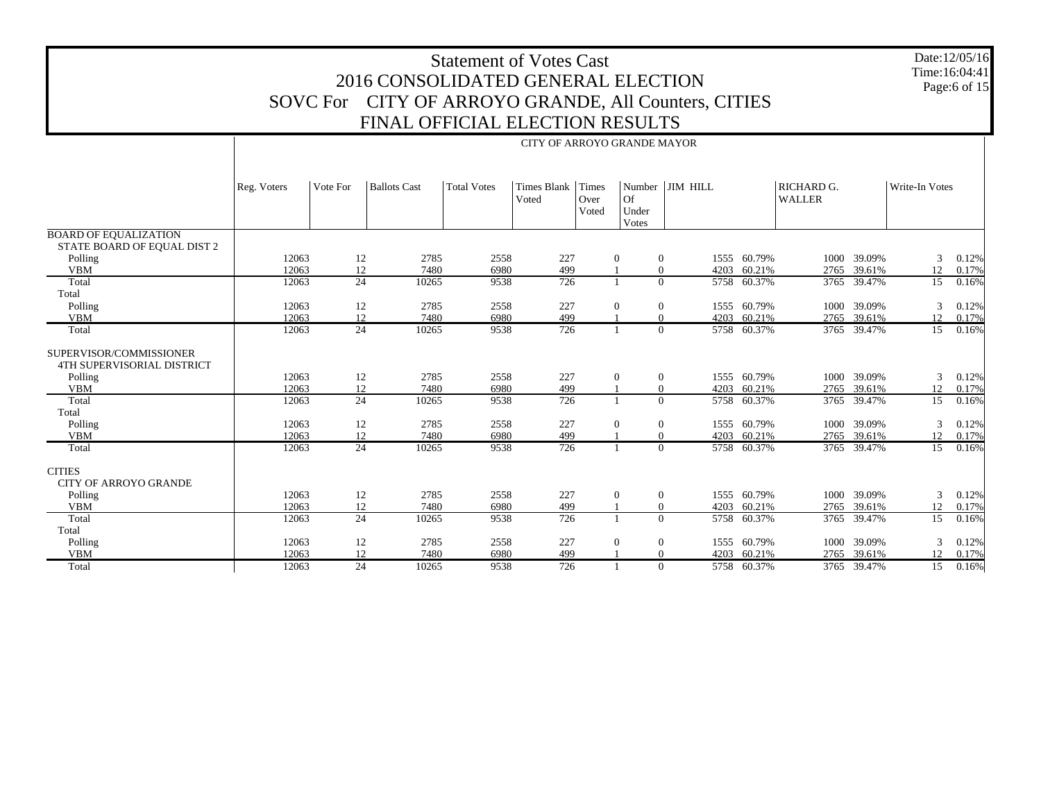# Statement of Votes Cast
## 2016 CONSOLIDATED GENERAL ELECTION
## SOVC For CITY OF ARROYO GRANDE, All Counters, CITIES
## FINAL OFFICIAL ELECTION RESULTS

Date:12/05/16
Time:16:04:41

### CITY OF ARROYO GRANDE MAYOR

| | Reg. Voters | Vote For | Ballots Cast | Total Votes | Times Blank Voted | Times Over Voted | Number Of Under Votes | JIM HILL | | RICHARD G. WALLER | | Write-In Votes | |
|---|---|---|---|---|---|---|---|---|---|---|---|---|---|
| **BOARD OF EQUALIZATION** | | | | | | | | | | | | | |
| STATE BOARD OF EQUAL DIST 2 | | | | | | | | | | | | | |
| Polling | 12063 | 12 | 2785 | 2558 | 227 | 0 | 0 | 1555 | 60.79% | 1000 | 39.09% | 3 | 0.12% |
| VBM | 12063 | 12 | 7480 | 6980 | 499 | 1 | 0 | 4203 | 60.21% | 2765 | 39.61% | 12 | 0.17% |
| Total | 12063 | 24 | 10265 | 9538 | 726 | 1 | 0 | 5758 | 60.37% | 3765 | 39.47% | 15 | 0.16% |
| Total | | | | | | | | | | | | | |
| Polling | 12063 | 12 | 2785 | 2558 | 227 | 0 | 0 | 1555 | 60.79% | 1000 | 39.09% | 3 | 0.12% |
| VBM | 12063 | 12 | 7480 | 6980 | 499 | 1 | 0 | 4203 | 60.21% | 2765 | 39.61% | 12 | 0.17% |
| Total | 12063 | 24 | 10265 | 9538 | 726 | 1 | 0 | 5758 | 60.37% | 3765 | 39.47% | 15 | 0.16% |
| **SUPERVISOR/COMMISSIONER** | | | | | | | | | | | | | |
| 4TH SUPERVISORIAL DISTRICT | | | | | | | | | | | | | |
| Polling | 12063 | 12 | 2785 | 2558 | 227 | 0 | 0 | 1555 | 60.79% | 1000 | 39.09% | 3 | 0.12% |
| VBM | 12063 | 12 | 7480 | 6980 | 499 | 1 | 0 | 4203 | 60.21% | 2765 | 39.61% | 12 | 0.17% |
| Total | 12063 | 24 | 10265 | 9538 | 726 | 1 | 0 | 5758 | 60.37% | 3765 | 39.47% | 15 | 0.16% |
| Total | | | | | | | | | | | | | |
| Polling | 12063 | 12 | 2785 | 2558 | 227 | 0 | 0 | 1555 | 60.79% | 1000 | 39.09% | 3 | 0.12% |
| VBM | 12063 | 12 | 7480 | 6980 | 499 | 1 | 0 | 4203 | 60.21% | 2765 | 39.61% | 12 | 0.17% |
| Total | 12063 | 24 | 10265 | 9538 | 726 | 1 | 0 | 5758 | 60.37% | 3765 | 39.47% | 15 | 0.16% |
| **CITIES** | | | | | | | | | | | | | |
| CITY OF ARROYO GRANDE | | | | | | | | | | | | | |
| Polling | 12063 | 12 | 2785 | 2558 | 227 | 0 | 0 | 1555 | 60.79% | 1000 | 39.09% | 3 | 0.12% |
| VBM | 12063 | 12 | 7480 | 6980 | 499 | 1 | 0 | 4203 | 60.21% | 2765 | 39.61% | 12 | 0.17% |
| Total | 12063 | 24 | 10265 | 9538 | 726 | 1 | 0 | 5758 | 60.37% | 3765 | 39.47% | 15 | 0.16% |
| Total | | | | | | | | | | | | | |
| Polling | 12063 | 12 | 2785 | 2558 | 227 | 0 | 0 | 1555 | 60.79% | 1000 | 39.09% | 3 | 0.12% |
| VBM | 12063 | 12 | 7480 | 6980 | 499 | 1 | 0 | 4203 | 60.21% | 2765 | 39.61% | 12 | 0.17% |
| Total | 12063 | 24 | 10265 | 9538 | 726 | 1 | 0 | 5758 | 60.37% | 3765 | 39.47% | 15 | 0.16% |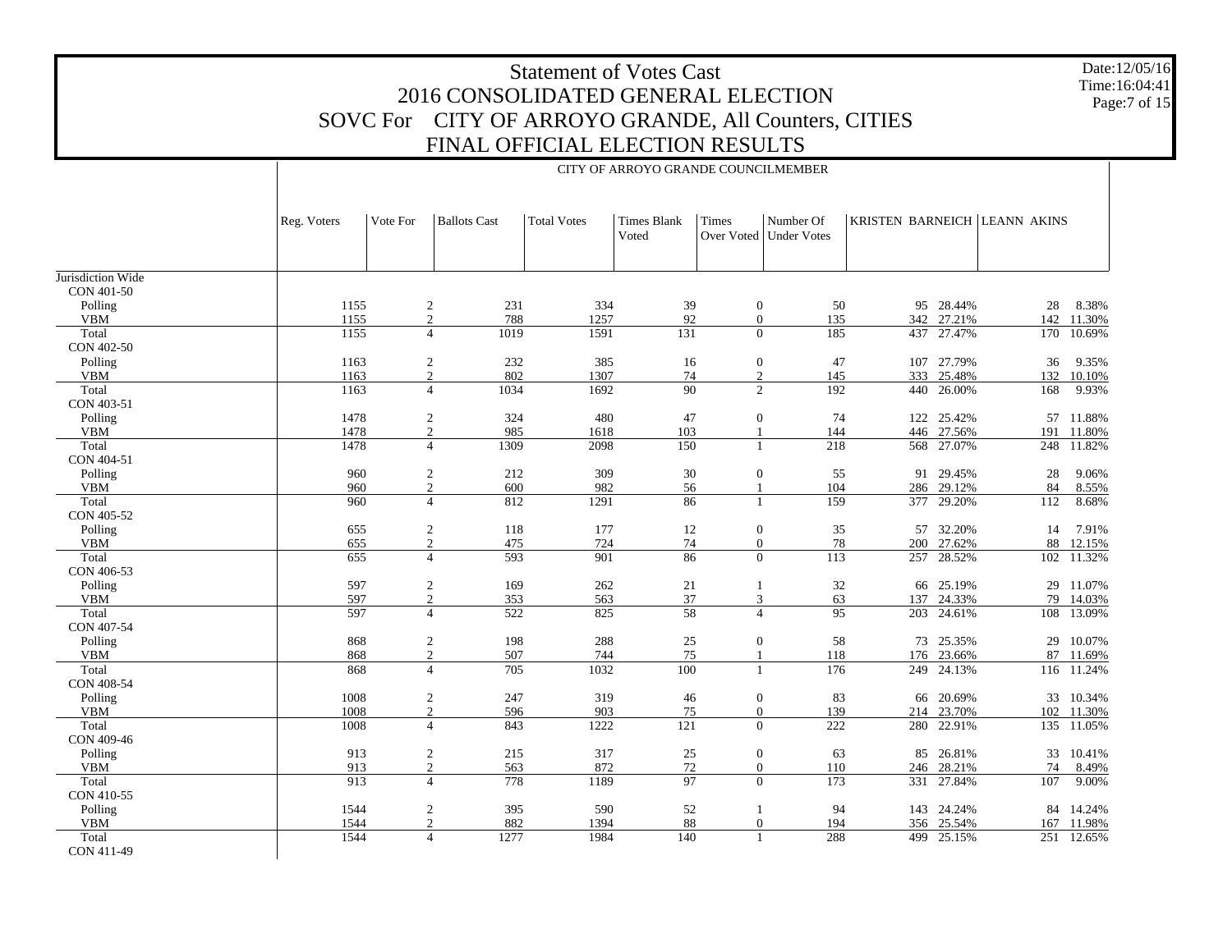# Statement of Votes Cast
## 2016 CONSOLIDATED GENERAL ELECTION
## SOVC For CITY OF ARROYO GRANDE, All Counters, CITIES
## FINAL OFFICIAL ELECTION RESULTS

Date:12/05/16
Time:16:04:41

CITY OF ARROYO GRANDE COUNCILMEMBER

| | Reg. Voters | Vote For | Ballots Cast | Total Votes | Times Blank Voted | Times Over Voted | Number Of Under Votes | KRISTEN BARNEICH | | LEANN AKINS | |
|---|---|---|---|---|---|---|---|---|---|---|---|
| Jurisdiction Wide | | | | | | | | | | | |
| CON 401-50 | | | | | | | | | | | |
| Polling | 1155 | 2 | 231 | 334 | 39 | 0 | 50 | 95 | 28.44% | 28 | 8.38% |
| VBM | 1155 | 2 | 788 | 1257 | 92 | 0 | 135 | 342 | 27.21% | 142 | 11.30% |
| Total | 1155 | 4 | 1019 | 1591 | 131 | 0 | 185 | 437 | 27.47% | 170 | 10.69% |
| CON 402-50 | | | | | | | | | | | |
| Polling | 1163 | 2 | 232 | 385 | 16 | 0 | 47 | 107 | 27.79% | 36 | 9.35% |
| VBM | 1163 | 2 | 802 | 1307 | 74 | 2 | 145 | 333 | 25.48% | 132 | 10.10% |
| Total | 1163 | 4 | 1034 | 1692 | 90 | 2 | 192 | 440 | 26.00% | 168 | 9.93% |
| CON 403-51 | | | | | | | | | | | |
| Polling | 1478 | 2 | 324 | 480 | 47 | 0 | 74 | 122 | 25.42% | 57 | 11.88% |
| VBM | 1478 | 2 | 985 | 1618 | 103 | 1 | 144 | 446 | 27.56% | 191 | 11.80% |
| Total | 1478 | 4 | 1309 | 2098 | 150 | 1 | 218 | 568 | 27.07% | 248 | 11.82% |
| CON 404-51 | | | | | | | | | | | |
| Polling | 960 | 2 | 212 | 309 | 30 | 0 | 55 | 91 | 29.45% | 28 | 9.06% |
| VBM | 960 | 2 | 600 | 982 | 56 | 1 | 104 | 286 | 29.12% | 84 | 8.55% |
| Total | 960 | 4 | 812 | 1291 | 86 | 1 | 159 | 377 | 29.20% | 112 | 8.68% |
| CON 405-52 | | | | | | | | | | | |
| Polling | 655 | 2 | 118 | 177 | 12 | 0 | 35 | 57 | 32.20% | 14 | 7.91% |
| VBM | 655 | 2 | 475 | 724 | 74 | 0 | 78 | 200 | 27.62% | 88 | 12.15% |
| Total | 655 | 4 | 593 | 901 | 86 | 0 | 113 | 257 | 28.52% | 102 | 11.32% |
| CON 406-53 | | | | | | | | | | | |
| Polling | 597 | 2 | 169 | 262 | 21 | 1 | 32 | 66 | 25.19% | 29 | 11.07% |
| VBM | 597 | 2 | 353 | 563 | 37 | 3 | 63 | 137 | 24.33% | 79 | 14.03% |
| Total | 597 | 4 | 522 | 825 | 58 | 4 | 95 | 203 | 24.61% | 108 | 13.09% |
| CON 407-54 | | | | | | | | | | | |
| Polling | 868 | 2 | 198 | 288 | 25 | 0 | 58 | 73 | 25.35% | 29 | 10.07% |
| VBM | 868 | 2 | 507 | 744 | 75 | 1 | 118 | 176 | 23.66% | 87 | 11.69% |
| Total | 868 | 4 | 705 | 1032 | 100 | 1 | 176 | 249 | 24.13% | 116 | 11.24% |
| CON 408-54 | | | | | | | | | | | |
| Polling | 1008 | 2 | 247 | 319 | 46 | 0 | 83 | 66 | 20.69% | 33 | 10.34% |
| VBM | 1008 | 2 | 596 | 903 | 75 | 0 | 139 | 214 | 23.70% | 102 | 11.30% |
| Total | 1008 | 4 | 843 | 1222 | 121 | 0 | 222 | 280 | 22.91% | 135 | 11.05% |
| CON 409-46 | | | | | | | | | | | |
| Polling | 913 | 2 | 215 | 317 | 25 | 0 | 63 | 85 | 26.81% | 33 | 10.41% |
| VBM | 913 | 2 | 563 | 872 | 72 | 0 | 110 | 246 | 28.21% | 74 | 8.49% |
| Total | 913 | 4 | 778 | 1189 | 97 | 0 | 173 | 331 | 27.84% | 107 | 9.00% |
| CON 410-55 | | | | | | | | | | | |
| Polling | 1544 | 2 | 395 | 590 | 52 | 1 | 94 | 143 | 24.24% | 84 | 14.24% |
| VBM | 1544 | 2 | 882 | 1394 | 88 | 0 | 194 | 356 | 25.54% | 167 | 11.98% |
| Total | 1544 | 4 | 1277 | 1984 | 140 | 1 | 288 | 499 | 25.15% | 251 | 12.65% |
| CON 411-49 | | | | | | | | | | | |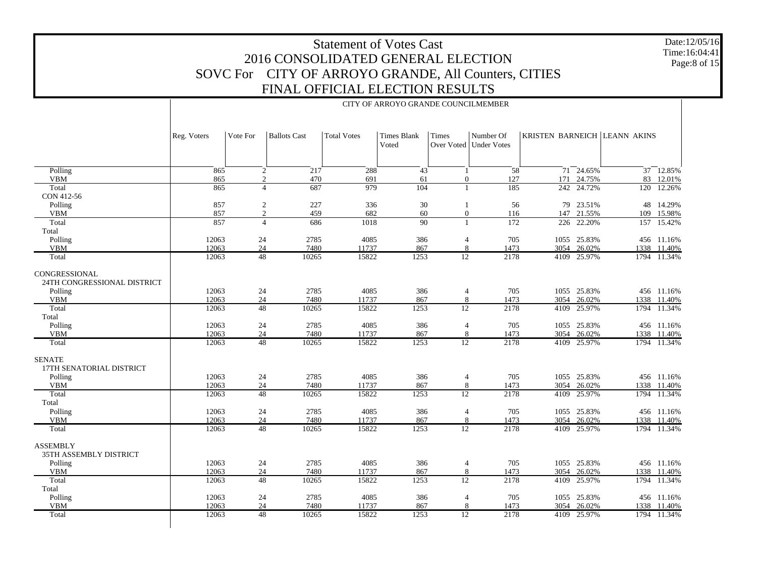# Statement of Votes Cast
## 2016 CONSOLIDATED GENERAL ELECTION
## SOVC For CITY OF ARROYO GRANDE, All Counters, CITIES
## FINAL OFFICIAL ELECTION RESULTS

Date:12/05/16
Time:16:04:41

CITY OF ARROYO GRANDE COUNCILMEMBER

| | Reg. Voters | Vote For | Ballots Cast | Total Votes | Times Blank Voted | Times Over Voted | Number Of Under Votes | KRISTEN BARNEICH | | LEANN AKINS | |
|---|---|---|---|---|---|---|---|---|---|---|---|
| Polling | 865 | 2 | 217 | 288 | 43 | 1 | 58 | 71 | 24.65% | 37 | 12.85% |
| VBM | 865 | 2 | 470 | 691 | 61 | 0 | 127 | 171 | 24.75% | 83 | 12.01% |
| Total | 865 | 4 | 687 | 979 | 104 | 1 | 185 | 242 | 24.72% | 120 | 12.26% |
| CON 412-56 | | | | | | | | | | | |
| Polling | 857 | 2 | 227 | 336 | 30 | 1 | 56 | 79 | 23.51% | 48 | 14.29% |
| VBM | 857 | 2 | 459 | 682 | 60 | 0 | 116 | 147 | 21.55% | 109 | 15.98% |
| Total | 857 | 4 | 686 | 1018 | 90 | 1 | 172 | 226 | 22.20% | 157 | 15.42% |
| Total | | | | | | | | | | | |
| Polling | 12063 | 24 | 2785 | 4085 | 386 | 4 | 705 | 1055 | 25.83% | 456 | 11.16% |
| VBM | 12063 | 24 | 7480 | 11737 | 867 | 8 | 1473 | 3054 | 26.02% | 1338 | 11.40% |
| Total | 12063 | 48 | 10265 | 15822 | 1253 | 12 | 2178 | 4109 | 25.97% | 1794 | 11.34% |
| CONGRESSIONAL | | | | | | | | | | | |
| 24TH CONGRESSIONAL DISTRICT | | | | | | | | | | | |
| Polling | 12063 | 24 | 2785 | 4085 | 386 | 4 | 705 | 1055 | 25.83% | 456 | 11.16% |
| VBM | 12063 | 24 | 7480 | 11737 | 867 | 8 | 1473 | 3054 | 26.02% | 1338 | 11.40% |
| Total | 12063 | 48 | 10265 | 15822 | 1253 | 12 | 2178 | 4109 | 25.97% | 1794 | 11.34% |
| Total | | | | | | | | | | | |
| Polling | 12063 | 24 | 2785 | 4085 | 386 | 4 | 705 | 1055 | 25.83% | 456 | 11.16% |
| VBM | 12063 | 24 | 7480 | 11737 | 867 | 8 | 1473 | 3054 | 26.02% | 1338 | 11.40% |
| Total | 12063 | 48 | 10265 | 15822 | 1253 | 12 | 2178 | 4109 | 25.97% | 1794 | 11.34% |
| SENATE | | | | | | | | | | | |
| 17TH SENATORIAL DISTRICT | | | | | | | | | | | |
| Polling | 12063 | 24 | 2785 | 4085 | 386 | 4 | 705 | 1055 | 25.83% | 456 | 11.16% |
| VBM | 12063 | 24 | 7480 | 11737 | 867 | 8 | 1473 | 3054 | 26.02% | 1338 | 11.40% |
| Total | 12063 | 48 | 10265 | 15822 | 1253 | 12 | 2178 | 4109 | 25.97% | 1794 | 11.34% |
| Total | | | | | | | | | | | |
| Polling | 12063 | 24 | 2785 | 4085 | 386 | 4 | 705 | 1055 | 25.83% | 456 | 11.16% |
| VBM | 12063 | 24 | 7480 | 11737 | 867 | 8 | 1473 | 3054 | 26.02% | 1338 | 11.40% |
| Total | 12063 | 48 | 10265 | 15822 | 1253 | 12 | 2178 | 4109 | 25.97% | 1794 | 11.34% |
| ASSEMBLY | | | | | | | | | | | |
| 35TH ASSEMBLY DISTRICT | | | | | | | | | | | |
| Polling | 12063 | 24 | 2785 | 4085 | 386 | 4 | 705 | 1055 | 25.83% | 456 | 11.16% |
| VBM | 12063 | 24 | 7480 | 11737 | 867 | 8 | 1473 | 3054 | 26.02% | 1338 | 11.40% |
| Total | 12063 | 48 | 10265 | 15822 | 1253 | 12 | 2178 | 4109 | 25.97% | 1794 | 11.34% |
| Total | | | | | | | | | | | |
| Polling | 12063 | 24 | 2785 | 4085 | 386 | 4 | 705 | 1055 | 25.83% | 456 | 11.16% |
| VBM | 12063 | 24 | 7480 | 11737 | 867 | 8 | 1473 | 3054 | 26.02% | 1338 | 11.40% |
| Total | 12063 | 48 | 10265 | 15822 | 1253 | 12 | 2178 | 4109 | 25.97% | 1794 | 11.34% |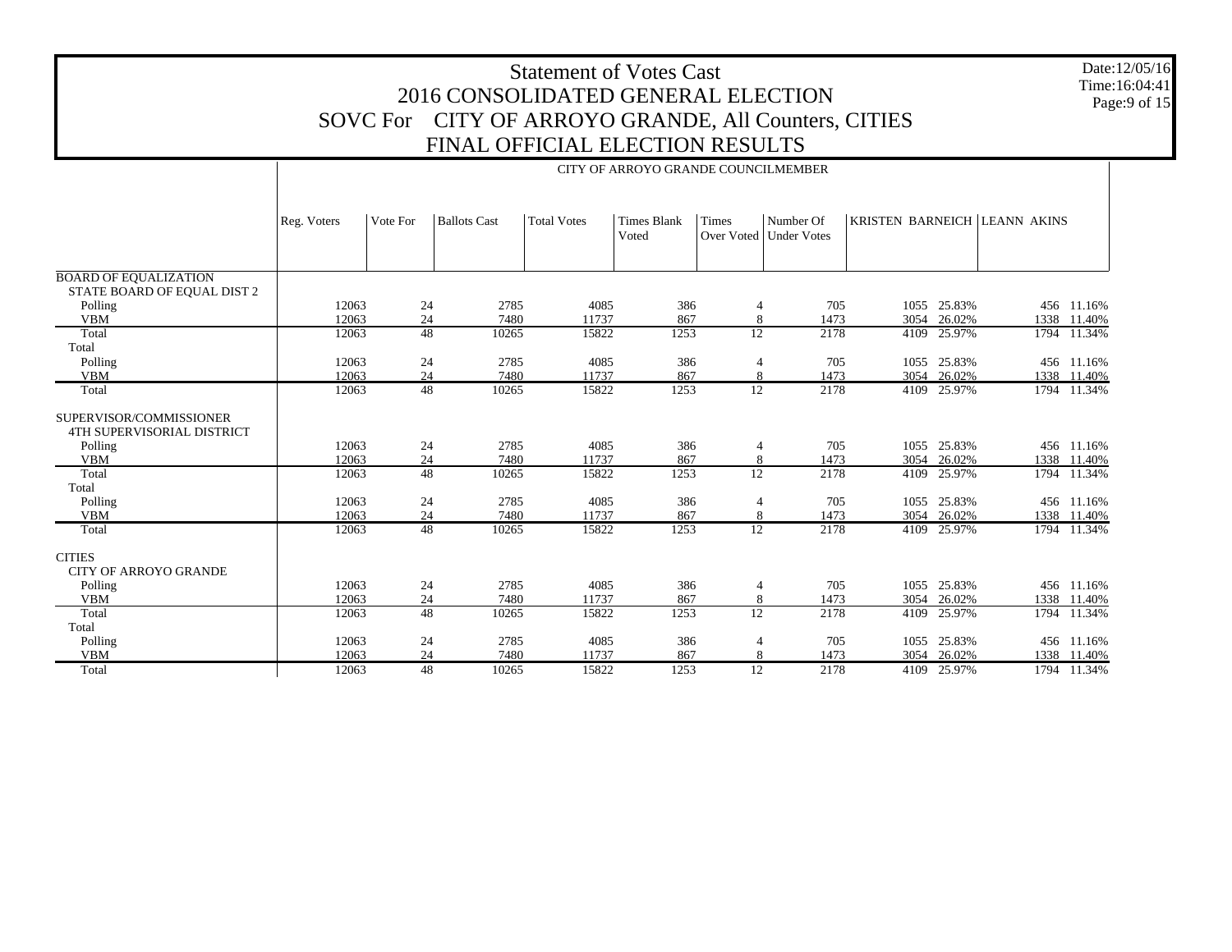# Statement of Votes Cast
## 2016 CONSOLIDATED GENERAL ELECTION
## SOVC For CITY OF ARROYO GRANDE, All Counters, CITIES
## FINAL OFFICIAL ELECTION RESULTS

Date:12/05/16
Time:16:04:41

| | CITY OF ARROYO GRANDE COUNCILMEMBER | | | | | | | | | | |
|---|---|---|---|---|---|---|---|---|---|---|---|
| | Reg. Voters | Vote For | Ballots Cast | Total Votes | Times Blank Voted | Times Over Voted | Number Of Under Votes | KRISTEN BARNEICH | | LEANN AKINS | |
| **BOARD OF EQUALIZATION** | | | | | | | | | | | |
| STATE BOARD OF EQUAL DIST 2 | | | | | | | | | | | |
| Polling | 12063 | 24 | 2785 | 4085 | 386 | 4 | 705 | 1055 | 25.83% | 456 | 11.16% |
| VBM | 12063 | 24 | 7480 | 11737 | 867 | 8 | 1473 | 3054 | 26.02% | 1338 | 11.40% |
| Total | 12063 | 48 | 10265 | 15822 | 1253 | 12 | 2178 | 4109 | 25.97% | 1794 | 11.34% |
| Total | | | | | | | | | | | |
| Polling | 12063 | 24 | 2785 | 4085 | 386 | 4 | 705 | 1055 | 25.83% | 456 | 11.16% |
| VBM | 12063 | 24 | 7480 | 11737 | 867 | 8 | 1473 | 3054 | 26.02% | 1338 | 11.40% |
| Total | 12063 | 48 | 10265 | 15822 | 1253 | 12 | 2178 | 4109 | 25.97% | 1794 | 11.34% |
| **SUPERVISOR/COMMISSIONER** | | | | | | | | | | | |
| 4TH SUPERVISORIAL DISTRICT | | | | | | | | | | | |
| Polling | 12063 | 24 | 2785 | 4085 | 386 | 4 | 705 | 1055 | 25.83% | 456 | 11.16% |
| VBM | 12063 | 24 | 7480 | 11737 | 867 | 8 | 1473 | 3054 | 26.02% | 1338 | 11.40% |
| Total | 12063 | 48 | 10265 | 15822 | 1253 | 12 | 2178 | 4109 | 25.97% | 1794 | 11.34% |
| Total | | | | | | | | | | | |
| Polling | 12063 | 24 | 2785 | 4085 | 386 | 4 | 705 | 1055 | 25.83% | 456 | 11.16% |
| VBM | 12063 | 24 | 7480 | 11737 | 867 | 8 | 1473 | 3054 | 26.02% | 1338 | 11.40% |
| Total | 12063 | 48 | 10265 | 15822 | 1253 | 12 | 2178 | 4109 | 25.97% | 1794 | 11.34% |
| **CITIES** | | | | | | | | | | | |
| CITY OF ARROYO GRANDE | | | | | | | | | | | |
| Polling | 12063 | 24 | 2785 | 4085 | 386 | 4 | 705 | 1055 | 25.83% | 456 | 11.16% |
| VBM | 12063 | 24 | 7480 | 11737 | 867 | 8 | 1473 | 3054 | 26.02% | 1338 | 11.40% |
| Total | 12063 | 48 | 10265 | 15822 | 1253 | 12 | 2178 | 4109 | 25.97% | 1794 | 11.34% |
| Total | | | | | | | | | | | |
| Polling | 12063 | 24 | 2785 | 4085 | 386 | 4 | 705 | 1055 | 25.83% | 456 | 11.16% |
| VBM | 12063 | 24 | 7480 | 11737 | 867 | 8 | 1473 | 3054 | 26.02% | 1338 | 11.40% |
| Total | 12063 | 48 | 10265 | 15822 | 1253 | 12 | 2178 | 4109 | 25.97% | 1794 | 11.34% |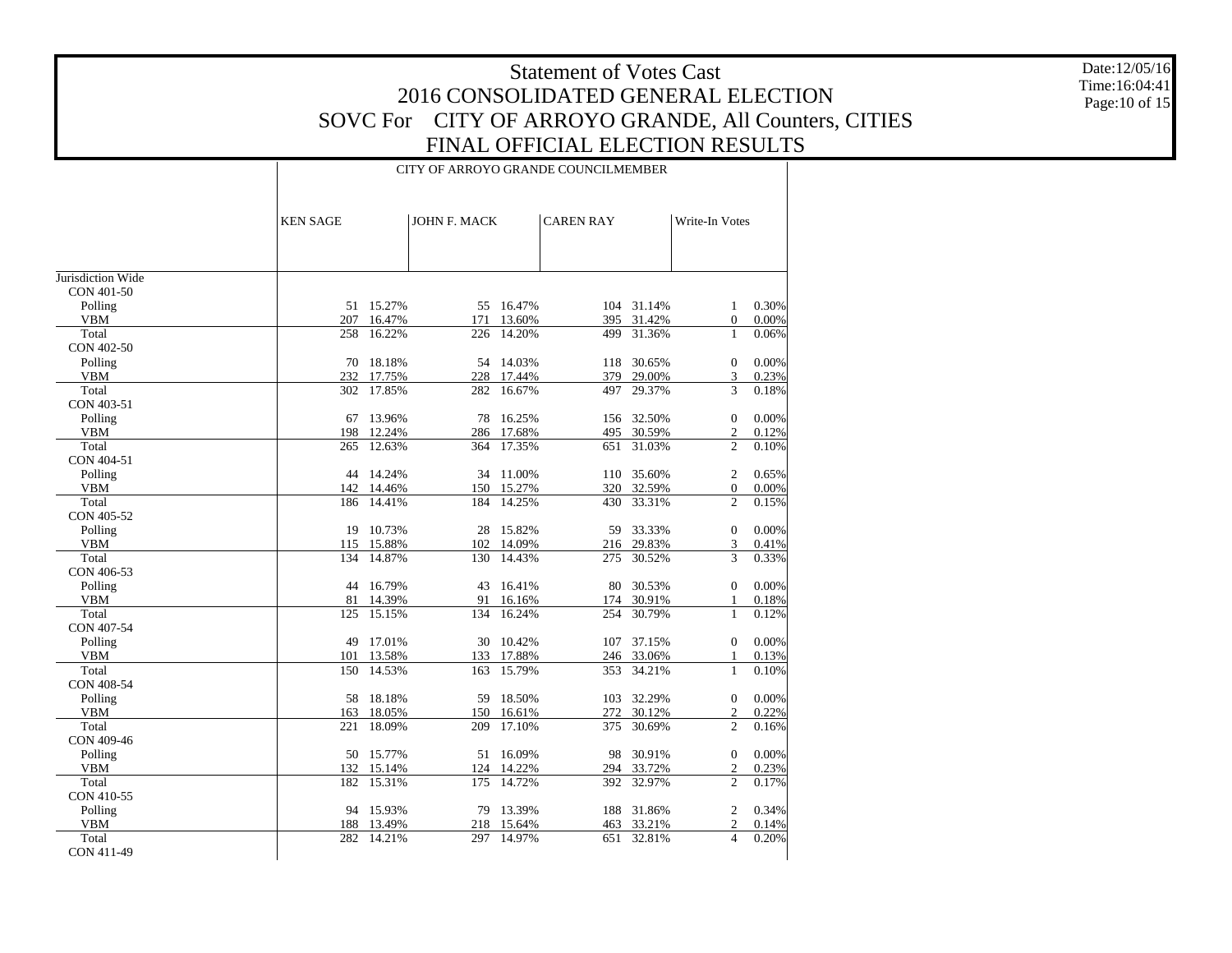# Statement of Votes Cast

## 2016 CONSOLIDATED GENERAL ELECTION

## SOVC For CITY OF ARROYO GRANDE, All Counters, CITIES

## FINAL OFFICIAL ELECTION RESULTS

Date:12/05/16
Time:16:04:41

| | CITY OF ARROYO GRANDE COUNCILMEMBER | | | | | | | |
|---|---|---|---|---|---|---|---|---|
| | KEN SAGE | | JOHN F. MACK | | CAREN RAY | | Write-In Votes | |
| Jurisdiction Wide | | | | | | | | |
| CON 401-50 | | | | | | | | |
| Polling | 51 | 15.27% | 55 | 16.47% | 104 | 31.14% | 1 | 0.30% |
| VBM | 207 | 16.47% | 171 | 13.60% | 395 | 31.42% | 0 | 0.00% |
| Total | 258 | 16.22% | 226 | 14.20% | 499 | 31.36% | 1 | 0.06% |
| CON 402-50 | | | | | | | | |
| Polling | 70 | 18.18% | 54 | 14.03% | 118 | 30.65% | 0 | 0.00% |
| VBM | 232 | 17.75% | 228 | 17.44% | 379 | 29.00% | 3 | 0.23% |
| Total | 302 | 17.85% | 282 | 16.67% | 497 | 29.37% | 3 | 0.18% |
| CON 403-51 | | | | | | | | |
| Polling | 67 | 13.96% | 78 | 16.25% | 156 | 32.50% | 0 | 0.00% |
| VBM | 198 | 12.24% | 286 | 17.68% | 495 | 30.59% | 2 | 0.12% |
| Total | 265 | 12.63% | 364 | 17.35% | 651 | 31.03% | 2 | 0.10% |
| CON 404-51 | | | | | | | | |
| Polling | 44 | 14.24% | 34 | 11.00% | 110 | 35.60% | 2 | 0.65% |
| VBM | 142 | 14.46% | 150 | 15.27% | 320 | 32.59% | 0 | 0.00% |
| Total | 186 | 14.41% | 184 | 14.25% | 430 | 33.31% | 2 | 0.15% |
| CON 405-52 | | | | | | | | |
| Polling | 19 | 10.73% | 28 | 15.82% | 59 | 33.33% | 0 | 0.00% |
| VBM | 115 | 15.88% | 102 | 14.09% | 216 | 29.83% | 3 | 0.41% |
| Total | 134 | 14.87% | 130 | 14.43% | 275 | 30.52% | 3 | 0.33% |
| CON 406-53 | | | | | | | | |
| Polling | 44 | 16.79% | 43 | 16.41% | 80 | 30.53% | 0 | 0.00% |
| VBM | 81 | 14.39% | 91 | 16.16% | 174 | 30.91% | 1 | 0.18% |
| Total | 125 | 15.15% | 134 | 16.24% | 254 | 30.79% | 1 | 0.12% |
| CON 407-54 | | | | | | | | |
| Polling | 49 | 17.01% | 30 | 10.42% | 107 | 37.15% | 0 | 0.00% |
| VBM | 101 | 13.58% | 133 | 17.88% | 246 | 33.06% | 1 | 0.13% |
| Total | 150 | 14.53% | 163 | 15.79% | 353 | 34.21% | 1 | 0.10% |
| CON 408-54 | | | | | | | | |
| Polling | 58 | 18.18% | 59 | 18.50% | 103 | 32.29% | 0 | 0.00% |
| VBM | 163 | 18.05% | 150 | 16.61% | 272 | 30.12% | 2 | 0.22% |
| Total | 221 | 18.09% | 209 | 17.10% | 375 | 30.69% | 2 | 0.16% |
| CON 409-46 | | | | | | | | |
| Polling | 50 | 15.77% | 51 | 16.09% | 98 | 30.91% | 0 | 0.00% |
| VBM | 132 | 15.14% | 124 | 14.22% | 294 | 33.72% | 2 | 0.23% |
| Total | 182 | 15.31% | 175 | 14.72% | 392 | 32.97% | 2 | 0.17% |
| CON 410-55 | | | | | | | | |
| Polling | 94 | 15.93% | 79 | 13.39% | 188 | 31.86% | 2 | 0.34% |
| VBM | 188 | 13.49% | 218 | 15.64% | 463 | 33.21% | 2 | 0.14% |
| Total | 282 | 14.21% | 297 | 14.97% | 651 | 32.81% | 4 | 0.20% |
| CON 411-49 | | | | | | | | |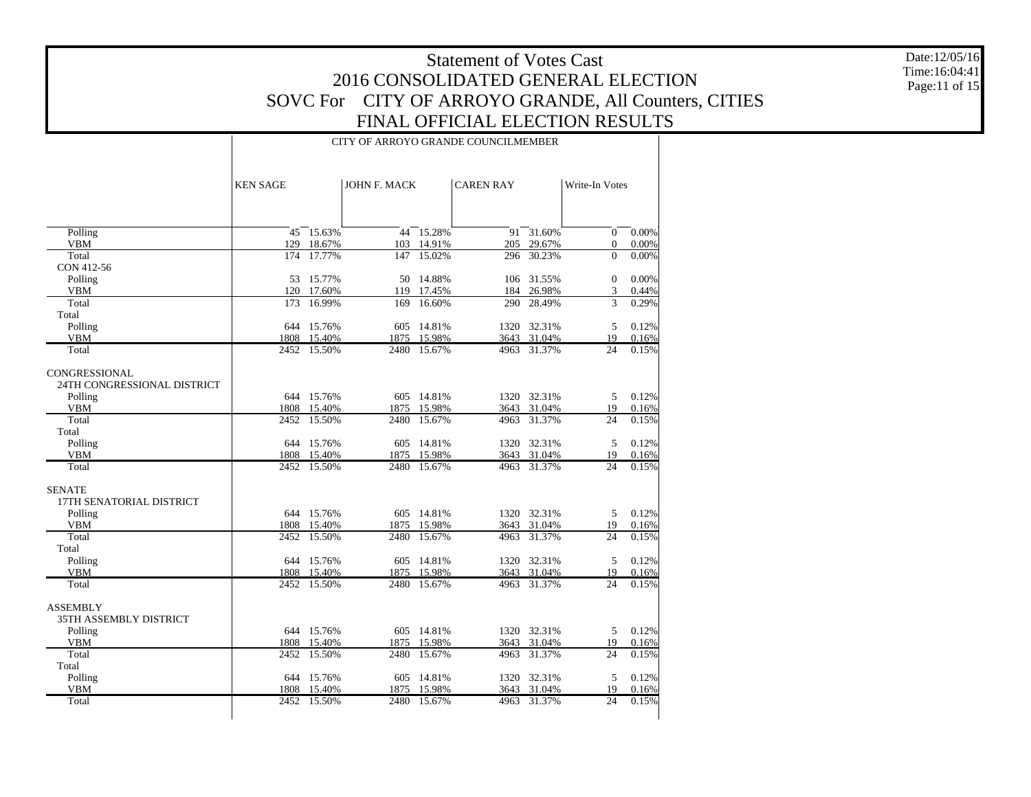# Statement of Votes Cast
## 2016 CONSOLIDATED GENERAL ELECTION
## SOVC For CITY OF ARROYO GRANDE, All Counters, CITIES
## FINAL OFFICIAL ELECTION RESULTS

Date:12/05/16
Time:16:04:41

CITY OF ARROYO GRANDE COUNCILMEMBER

| | KEN SAGE | | JOHN F. MACK | | CAREN RAY | | Write-In Votes | |
|---|---|---|---|---|---|---|---|---|
| Polling | 45 | 15.63% | 44 | 15.28% | 91 | 31.60% | 0 | 0.00% |
| VBM | 129 | 18.67% | 103 | 14.91% | 205 | 29.67% | 0 | 0.00% |
| Total | 174 | 17.77% | 147 | 15.02% | 296 | 30.23% | 0 | 0.00% |
| CON 412-56 | | | | | | | | |
| Polling | 53 | 15.77% | 50 | 14.88% | 106 | 31.55% | 0 | 0.00% |
| VBM | 120 | 17.60% | 119 | 17.45% | 184 | 26.98% | 3 | 0.44% |
| Total | 173 | 16.99% | 169 | 16.60% | 290 | 28.49% | 3 | 0.29% |
| Total | | | | | | | | |
| Polling | 644 | 15.76% | 605 | 14.81% | 1320 | 32.31% | 5 | 0.12% |
| VBM | 1808 | 15.40% | 1875 | 15.98% | 3643 | 31.04% | 19 | 0.16% |
| Total | 2452 | 15.50% | 2480 | 15.67% | 4963 | 31.37% | 24 | 0.15% |
| CONGRESSIONAL | | | | | | | | |
| 24TH CONGRESSIONAL DISTRICT | | | | | | | | |
| Polling | 644 | 15.76% | 605 | 14.81% | 1320 | 32.31% | 5 | 0.12% |
| VBM | 1808 | 15.40% | 1875 | 15.98% | 3643 | 31.04% | 19 | 0.16% |
| Total | 2452 | 15.50% | 2480 | 15.67% | 4963 | 31.37% | 24 | 0.15% |
| Total | | | | | | | | |
| Polling | 644 | 15.76% | 605 | 14.81% | 1320 | 32.31% | 5 | 0.12% |
| VBM | 1808 | 15.40% | 1875 | 15.98% | 3643 | 31.04% | 19 | 0.16% |
| Total | 2452 | 15.50% | 2480 | 15.67% | 4963 | 31.37% | 24 | 0.15% |
| SENATE | | | | | | | | |
| 17TH SENATORIAL DISTRICT | | | | | | | | |
| Polling | 644 | 15.76% | 605 | 14.81% | 1320 | 32.31% | 5 | 0.12% |
| VBM | 1808 | 15.40% | 1875 | 15.98% | 3643 | 31.04% | 19 | 0.16% |
| Total | 2452 | 15.50% | 2480 | 15.67% | 4963 | 31.37% | 24 | 0.15% |
| Total | | | | | | | | |
| Polling | 644 | 15.76% | 605 | 14.81% | 1320 | 32.31% | 5 | 0.12% |
| VBM | 1808 | 15.40% | 1875 | 15.98% | 3643 | 31.04% | 19 | 0.16% |
| Total | 2452 | 15.50% | 2480 | 15.67% | 4963 | 31.37% | 24 | 0.15% |
| ASSEMBLY | | | | | | | | |
| 35TH ASSEMBLY DISTRICT | | | | | | | | |
| Polling | 644 | 15.76% | 605 | 14.81% | 1320 | 32.31% | 5 | 0.12% |
| VBM | 1808 | 15.40% | 1875 | 15.98% | 3643 | 31.04% | 19 | 0.16% |
| Total | 2452 | 15.50% | 2480 | 15.67% | 4963 | 31.37% | 24 | 0.15% |
| Total | | | | | | | | |
| Polling | 644 | 15.76% | 605 | 14.81% | 1320 | 32.31% | 5 | 0.12% |
| VBM | 1808 | 15.40% | 1875 | 15.98% | 3643 | 31.04% | 19 | 0.16% |
| Total | 2452 | 15.50% | 2480 | 15.67% | 4963 | 31.37% | 24 | 0.15% |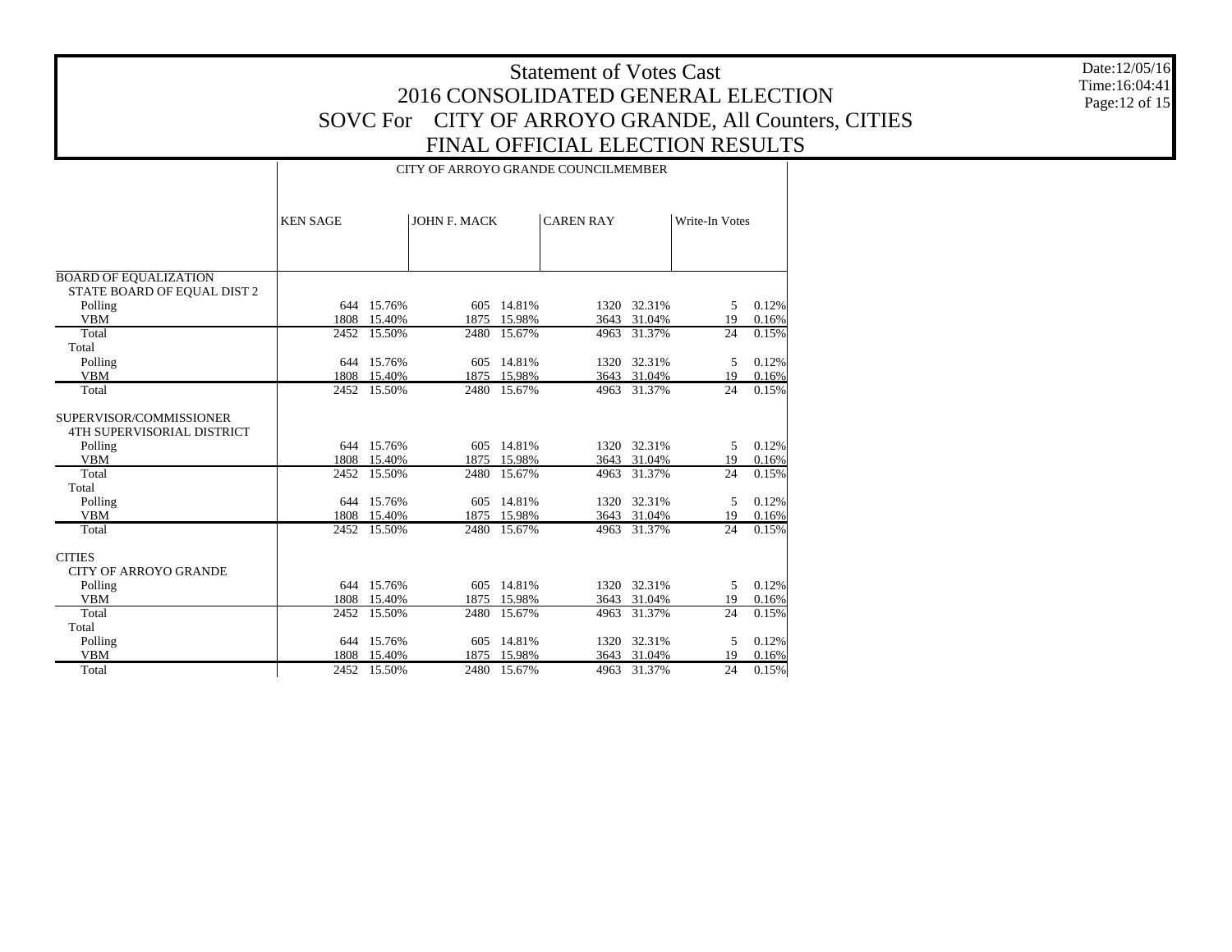# Statement of Votes Cast
## 2016 CONSOLIDATED GENERAL ELECTION
## SOVC For CITY OF ARROYO GRANDE, All Counters, CITIES
## FINAL OFFICIAL ELECTION RESULTS

Date:12/05/16
Time:16:04:41

| | CITY OF ARROYO GRANDE COUNCILMEMBER | | | | | | | |
|---|---|---|---|---|---|---|---|---|
| | KEN SAGE | | JOHN F. MACK | | CAREN RAY | | Write-In Votes | |
| **BOARD OF EQUALIZATION** | | | | | | | | |
| STATE BOARD OF EQUAL DIST 2 | | | | | | | | |
| Polling | 644 | 15.76% | 605 | 14.81% | 1320 | 32.31% | 5 | 0.12% |
| VBM | 1808 | 15.40% | 1875 | 15.98% | 3643 | 31.04% | 19 | 0.16% |
| Total | 2452 | 15.50% | 2480 | 15.67% | 4963 | 31.37% | 24 | 0.15% |
| Total | | | | | | | | |
| Polling | 644 | 15.76% | 605 | 14.81% | 1320 | 32.31% | 5 | 0.12% |
| VBM | 1808 | 15.40% | 1875 | 15.98% | 3643 | 31.04% | 19 | 0.16% |
| Total | 2452 | 15.50% | 2480 | 15.67% | 4963 | 31.37% | 24 | 0.15% |
| **SUPERVISOR/COMMISSIONER** | | | | | | | | |
| 4TH SUPERVISORIAL DISTRICT | | | | | | | | |
| Polling | 644 | 15.76% | 605 | 14.81% | 1320 | 32.31% | 5 | 0.12% |
| VBM | 1808 | 15.40% | 1875 | 15.98% | 3643 | 31.04% | 19 | 0.16% |
| Total | 2452 | 15.50% | 2480 | 15.67% | 4963 | 31.37% | 24 | 0.15% |
| Total | | | | | | | | |
| Polling | 644 | 15.76% | 605 | 14.81% | 1320 | 32.31% | 5 | 0.12% |
| VBM | 1808 | 15.40% | 1875 | 15.98% | 3643 | 31.04% | 19 | 0.16% |
| Total | 2452 | 15.50% | 2480 | 15.67% | 4963 | 31.37% | 24 | 0.15% |
| **CITIES** | | | | | | | | |
| CITY OF ARROYO GRANDE | | | | | | | | |
| Polling | 644 | 15.76% | 605 | 14.81% | 1320 | 32.31% | 5 | 0.12% |
| VBM | 1808 | 15.40% | 1875 | 15.98% | 3643 | 31.04% | 19 | 0.16% |
| Total | 2452 | 15.50% | 2480 | 15.67% | 4963 | 31.37% | 24 | 0.15% |
| Total | | | | | | | | |
| Polling | 644 | 15.76% | 605 | 14.81% | 1320 | 32.31% | 5 | 0.12% |
| VBM | 1808 | 15.40% | 1875 | 15.98% | 3643 | 31.04% | 19 | 0.16% |
| Total | 2452 | 15.50% | 2480 | 15.67% | 4963 | 31.37% | 24 | 0.15% |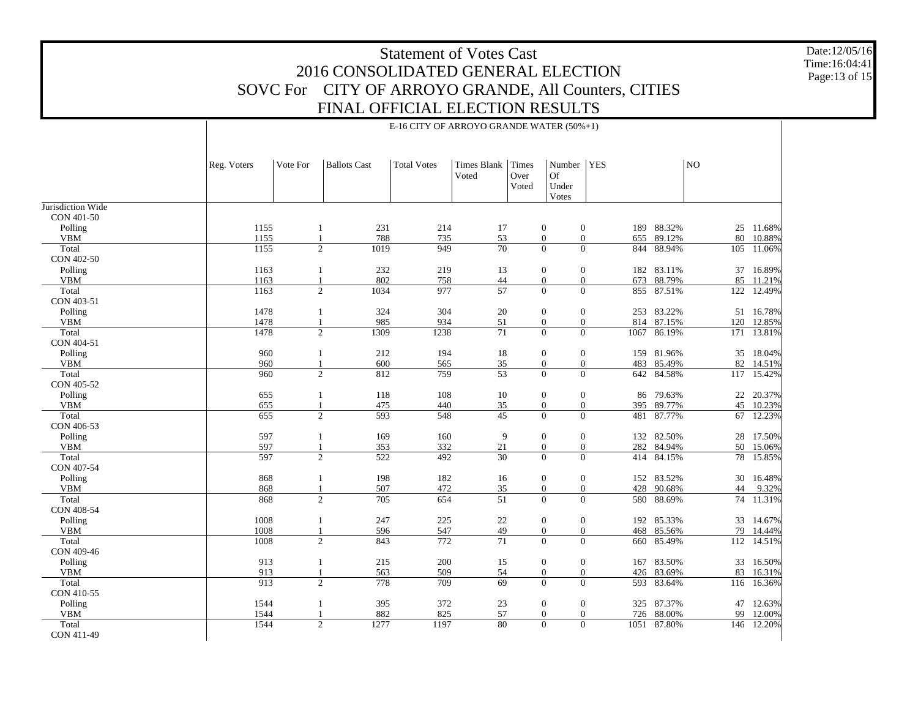# Statement of Votes Cast
# 2016 CONSOLIDATED GENERAL ELECTION
# SOVC For CITY OF ARROYO GRANDE, All Counters, CITIES
# FINAL OFFICIAL ELECTION RESULTS

Date:12/05/16
Time:16:04:41

E-16 CITY OF ARROYO GRANDE WATER (50%+1)

| | Reg. Voters | Vote For | Ballots Cast | Total Votes | Times Blank Voted | Times Over Voted | Number Of Under Votes | YES | | NO | |
|---|---|---|---|---|---|---|---|---|---|---|---|
| Jurisdiction Wide | | | | | | | | | | | |
| CON 401-50 | | | | | | | | | | | |
| Polling | 1155 | 1 | 231 | 214 | 17 | 0 | 0 | 189 | 88.32% | 25 | 11.68% |
| VBM | 1155 | 1 | 788 | 735 | 53 | 0 | 0 | 655 | 89.12% | 80 | 10.88% |
| Total | 1155 | 2 | 1019 | 949 | 70 | 0 | 0 | 844 | 88.94% | 105 | 11.06% |
| CON 402-50 | | | | | | | | | | | |
| Polling | 1163 | 1 | 232 | 219 | 13 | 0 | 0 | 182 | 83.11% | 37 | 16.89% |
| VBM | 1163 | 1 | 802 | 758 | 44 | 0 | 0 | 673 | 88.79% | 85 | 11.21% |
| Total | 1163 | 2 | 1034 | 977 | 57 | 0 | 0 | 855 | 87.51% | 122 | 12.49% |
| CON 403-51 | | | | | | | | | | | |
| Polling | 1478 | 1 | 324 | 304 | 20 | 0 | 0 | 253 | 83.22% | 51 | 16.78% |
| VBM | 1478 | 1 | 985 | 934 | 51 | 0 | 0 | 814 | 87.15% | 120 | 12.85% |
| Total | 1478 | 2 | 1309 | 1238 | 71 | 0 | 0 | 1067 | 86.19% | 171 | 13.81% |
| CON 404-51 | | | | | | | | | | | |
| Polling | 960 | 1 | 212 | 194 | 18 | 0 | 0 | 159 | 81.96% | 35 | 18.04% |
| VBM | 960 | 1 | 600 | 565 | 35 | 0 | 0 | 483 | 85.49% | 82 | 14.51% |
| Total | 960 | 2 | 812 | 759 | 53 | 0 | 0 | 642 | 84.58% | 117 | 15.42% |
| CON 405-52 | | | | | | | | | | | |
| Polling | 655 | 1 | 118 | 108 | 10 | 0 | 0 | 86 | 79.63% | 22 | 20.37% |
| VBM | 655 | 1 | 475 | 440 | 35 | 0 | 0 | 395 | 89.77% | 45 | 10.23% |
| Total | 655 | 2 | 593 | 548 | 45 | 0 | 0 | 481 | 87.77% | 67 | 12.23% |
| CON 406-53 | | | | | | | | | | | |
| Polling | 597 | 1 | 169 | 160 | 9 | 0 | 0 | 132 | 82.50% | 28 | 17.50% |
| VBM | 597 | 1 | 353 | 332 | 21 | 0 | 0 | 282 | 84.94% | 50 | 15.06% |
| Total | 597 | 2 | 522 | 492 | 30 | 0 | 0 | 414 | 84.15% | 78 | 15.85% |
| CON 407-54 | | | | | | | | | | | |
| Polling | 868 | 1 | 198 | 182 | 16 | 0 | 0 | 152 | 83.52% | 30 | 16.48% |
| VBM | 868 | 1 | 507 | 472 | 35 | 0 | 0 | 428 | 90.68% | 44 | 9.32% |
| Total | 868 | 2 | 705 | 654 | 51 | 0 | 0 | 580 | 88.69% | 74 | 11.31% |
| CON 408-54 | | | | | | | | | | | |
| Polling | 1008 | 1 | 247 | 225 | 22 | 0 | 0 | 192 | 85.33% | 33 | 14.67% |
| VBM | 1008 | 1 | 596 | 547 | 49 | 0 | 0 | 468 | 85.56% | 79 | 14.44% |
| Total | 1008 | 2 | 843 | 772 | 71 | 0 | 0 | 660 | 85.49% | 112 | 14.51% |
| CON 409-46 | | | | | | | | | | | |
| Polling | 913 | 1 | 215 | 200 | 15 | 0 | 0 | 167 | 83.50% | 33 | 16.50% |
| VBM | 913 | 1 | 563 | 509 | 54 | 0 | 0 | 426 | 83.69% | 83 | 16.31% |
| Total | 913 | 2 | 778 | 709 | 69 | 0 | 0 | 593 | 83.64% | 116 | 16.36% |
| CON 410-55 | | | | | | | | | | | |
| Polling | 1544 | 1 | 395 | 372 | 23 | 0 | 0 | 325 | 87.37% | 47 | 12.63% |
| VBM | 1544 | 1 | 882 | 825 | 57 | 0 | 0 | 726 | 88.00% | 99 | 12.00% |
| Total | 1544 | 2 | 1277 | 1197 | 80 | 0 | 0 | 1051 | 87.80% | 146 | 12.20% |
| CON 411-49 | | | | | | | | | | | |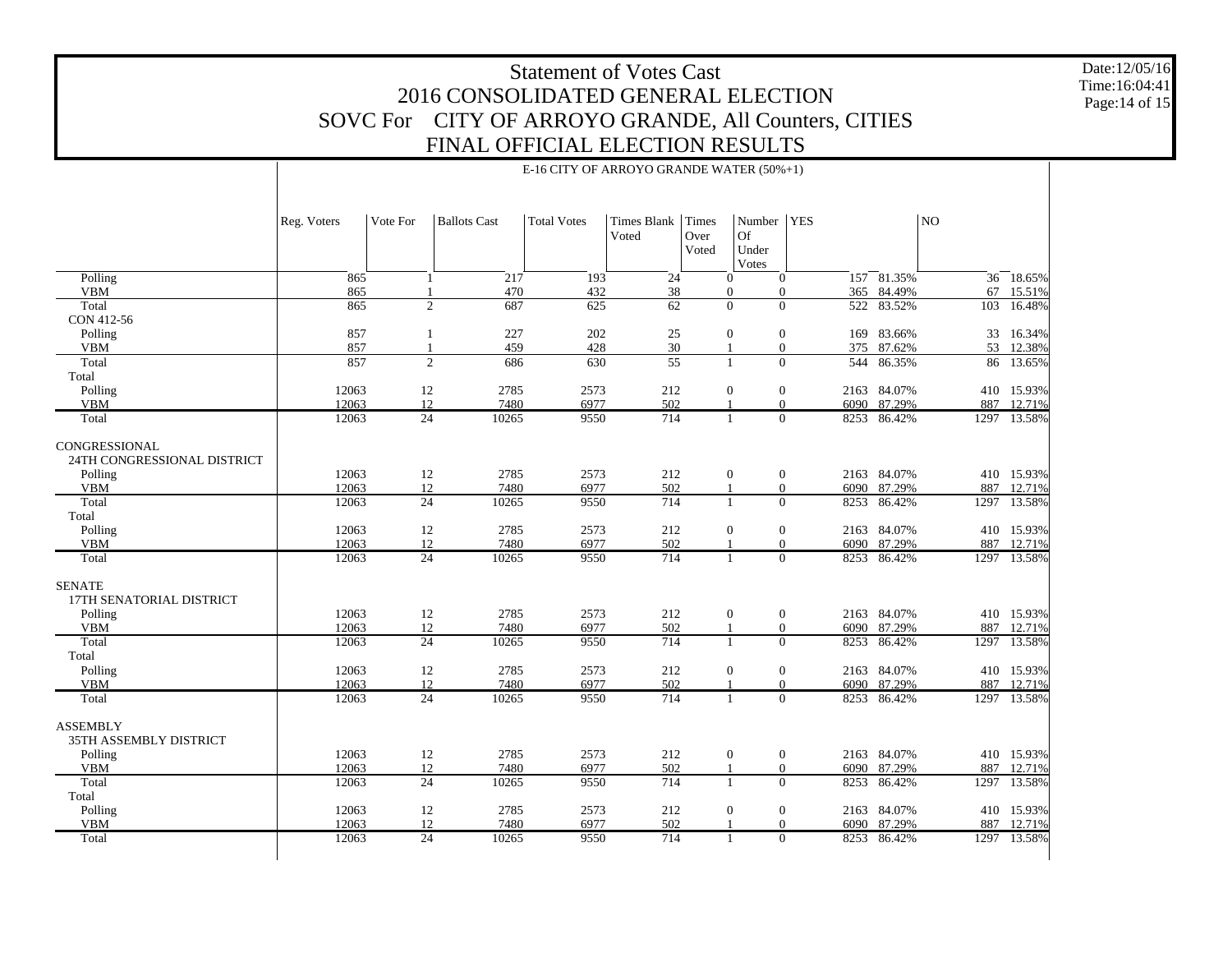# Statement of Votes Cast
# 2016 CONSOLIDATED GENERAL ELECTION
# SOVC For CITY OF ARROYO GRANDE, All Counters, CITIES
# FINAL OFFICIAL ELECTION RESULTS

Date:12/05/16
Time:16:04:41

E-16 CITY OF ARROYO GRANDE WATER (50%+1)

| | Reg. Voters | Vote For | Ballots Cast | Total Votes | Times Blank Voted | Times Over Voted | Number Of Under Votes | YES | | NO | |
|---|---|---|---|---|---|---|---|---|---|---|---|
| Polling | 865 | 1 | 217 | 193 | 24 | 0 | 0 | 157 | 81.35% | 36 | 18.65% |
| VBM | 865 | 1 | 470 | 432 | 38 | 0 | 0 | 365 | 84.49% | 67 | 15.51% |
| Total | 865 | 2 | 687 | 625 | 62 | 0 | 0 | 522 | 83.52% | 103 | 16.48% |
| CON 412-56 | | | | | | | | | | | |
| Polling | 857 | 1 | 227 | 202 | 25 | 0 | 0 | 169 | 83.66% | 33 | 16.34% |
| VBM | 857 | 1 | 459 | 428 | 30 | 1 | 0 | 375 | 87.62% | 53 | 12.38% |
| Total | 857 | 2 | 686 | 630 | 55 | 1 | 0 | 544 | 86.35% | 86 | 13.65% |
| Total | | | | | | | | | | | |
| Polling | 12063 | 12 | 2785 | 2573 | 212 | 0 | 0 | 2163 | 84.07% | 410 | 15.93% |
| VBM | 12063 | 12 | 7480 | 6977 | 502 | 1 | 0 | 6090 | 87.29% | 887 | 12.71% |
| Total | 12063 | 24 | 10265 | 9550 | 714 | 1 | 0 | 8253 | 86.42% | 1297 | 13.58% |
| CONGRESSIONAL | | | | | | | | | | | |
| 24TH CONGRESSIONAL DISTRICT | | | | | | | | | | | |
| Polling | 12063 | 12 | 2785 | 2573 | 212 | 0 | 0 | 2163 | 84.07% | 410 | 15.93% |
| VBM | 12063 | 12 | 7480 | 6977 | 502 | 1 | 0 | 6090 | 87.29% | 887 | 12.71% |
| Total | 12063 | 24 | 10265 | 9550 | 714 | 1 | 0 | 8253 | 86.42% | 1297 | 13.58% |
| Total | | | | | | | | | | | |
| Polling | 12063 | 12 | 2785 | 2573 | 212 | 0 | 0 | 2163 | 84.07% | 410 | 15.93% |
| VBM | 12063 | 12 | 7480 | 6977 | 502 | 1 | 0 | 6090 | 87.29% | 887 | 12.71% |
| Total | 12063 | 24 | 10265 | 9550 | 714 | 1 | 0 | 8253 | 86.42% | 1297 | 13.58% |
| SENATE | | | | | | | | | | | |
| 17TH SENATORIAL DISTRICT | | | | | | | | | | | |
| Polling | 12063 | 12 | 2785 | 2573 | 212 | 0 | 0 | 2163 | 84.07% | 410 | 15.93% |
| VBM | 12063 | 12 | 7480 | 6977 | 502 | 1 | 0 | 6090 | 87.29% | 887 | 12.71% |
| Total | 12063 | 24 | 10265 | 9550 | 714 | 1 | 0 | 8253 | 86.42% | 1297 | 13.58% |
| Total | | | | | | | | | | | |
| Polling | 12063 | 12 | 2785 | 2573 | 212 | 0 | 0 | 2163 | 84.07% | 410 | 15.93% |
| VBM | 12063 | 12 | 7480 | 6977 | 502 | 1 | 0 | 6090 | 87.29% | 887 | 12.71% |
| Total | 12063 | 24 | 10265 | 9550 | 714 | 1 | 0 | 8253 | 86.42% | 1297 | 13.58% |
| ASSEMBLY | | | | | | | | | | | |
| 35TH ASSEMBLY DISTRICT | | | | | | | | | | | |
| Polling | 12063 | 12 | 2785 | 2573 | 212 | 0 | 0 | 2163 | 84.07% | 410 | 15.93% |
| VBM | 12063 | 12 | 7480 | 6977 | 502 | 1 | 0 | 6090 | 87.29% | 887 | 12.71% |
| Total | 12063 | 24 | 10265 | 9550 | 714 | 1 | 0 | 8253 | 86.42% | 1297 | 13.58% |
| Total | | | | | | | | | | | |
| Polling | 12063 | 12 | 2785 | 2573 | 212 | 0 | 0 | 2163 | 84.07% | 410 | 15.93% |
| VBM | 12063 | 12 | 7480 | 6977 | 502 | 1 | 0 | 6090 | 87.29% | 887 | 12.71% |
| Total | 12063 | 24 | 10265 | 9550 | 714 | 1 | 0 | 8253 | 86.42% | 1297 | 13.58% |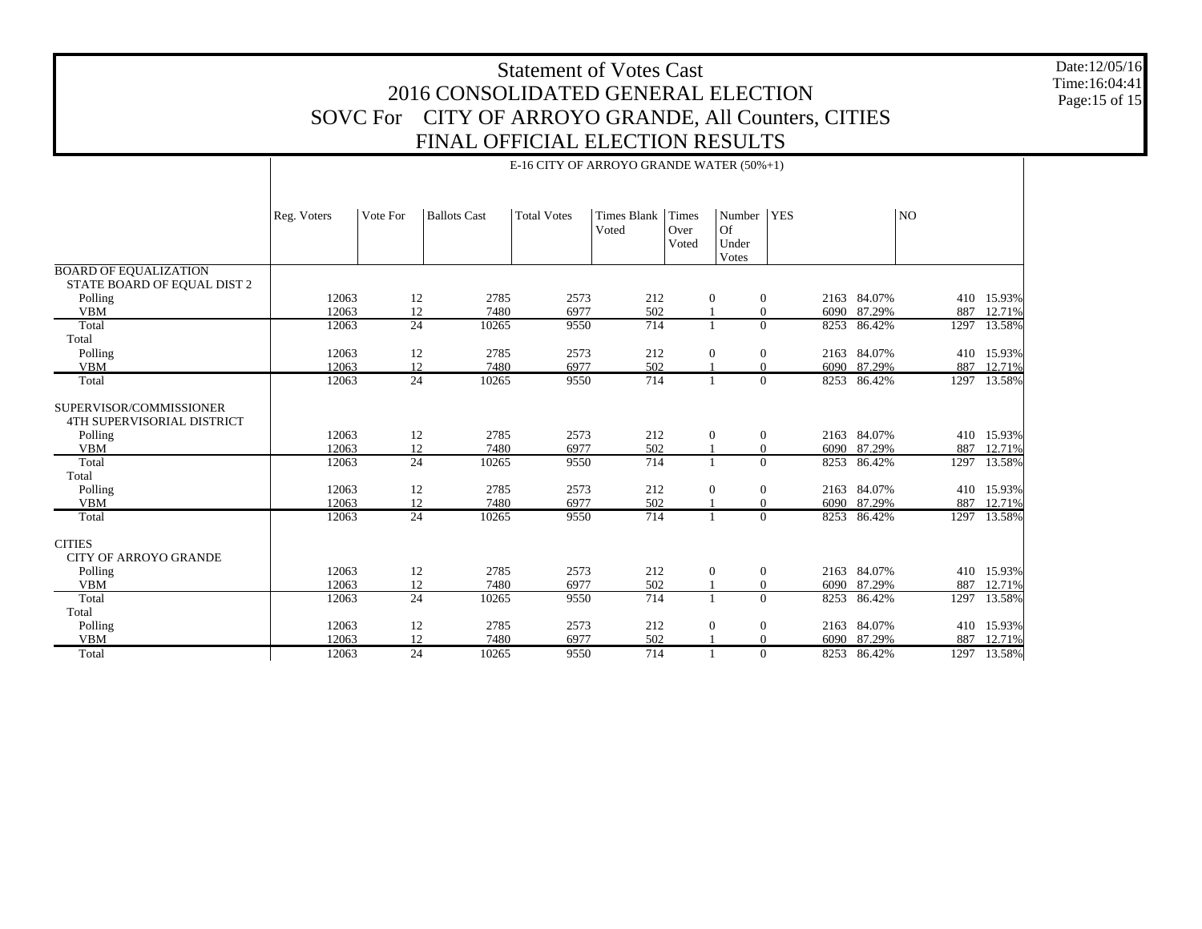# Statement of Votes Cast
# 2016 CONSOLIDATED GENERAL ELECTION
# SOVC For CITY OF ARROYO GRANDE, All Counters, CITIES
# FINAL OFFICIAL ELECTION RESULTS

Date:12/05/16
Time:16:04:41

E-16 CITY OF ARROYO GRANDE WATER (50%+1)

| | Reg. Voters | Vote For | Ballots Cast | Total Votes | Times Blank Voted | Times Over Voted | Number Of Under Votes | YES | | NO | |
|---|---|---|---|---|---|---|---|---|---|---|---|
| **BOARD OF EQUALIZATION** | | | | | | | | | | | |
| STATE BOARD OF EQUAL DIST 2 | | | | | | | | | | | |
| Polling | 12063 | 12 | 2785 | 2573 | 212 | 0 | 0 | 2163 | 84.07% | 410 | 15.93% |
| VBM | 12063 | 12 | 7480 | 6977 | 502 | 1 | 0 | 6090 | 87.29% | 887 | 12.71% |
| Total | 12063 | 24 | 10265 | 9550 | 714 | 1 | 0 | 8253 | 86.42% | 1297 | 13.58% |
| Total | | | | | | | | | | | |
| Polling | 12063 | 12 | 2785 | 2573 | 212 | 0 | 0 | 2163 | 84.07% | 410 | 15.93% |
| VBM | 12063 | 12 | 7480 | 6977 | 502 | 1 | 0 | 6090 | 87.29% | 887 | 12.71% |
| Total | 12063 | 24 | 10265 | 9550 | 714 | 1 | 0 | 8253 | 86.42% | 1297 | 13.58% |
| **SUPERVISOR/COMMISSIONER** | | | | | | | | | | | |
| 4TH SUPERVISORIAL DISTRICT | | | | | | | | | | | |
| Polling | 12063 | 12 | 2785 | 2573 | 212 | 0 | 0 | 2163 | 84.07% | 410 | 15.93% |
| VBM | 12063 | 12 | 7480 | 6977 | 502 | 1 | 0 | 6090 | 87.29% | 887 | 12.71% |
| Total | 12063 | 24 | 10265 | 9550 | 714 | 1 | 0 | 8253 | 86.42% | 1297 | 13.58% |
| Total | | | | | | | | | | | |
| Polling | 12063 | 12 | 2785 | 2573 | 212 | 0 | 0 | 2163 | 84.07% | 410 | 15.93% |
| VBM | 12063 | 12 | 7480 | 6977 | 502 | 1 | 0 | 6090 | 87.29% | 887 | 12.71% |
| Total | 12063 | 24 | 10265 | 9550 | 714 | 1 | 0 | 8253 | 86.42% | 1297 | 13.58% |
| **CITIES** | | | | | | | | | | | |
| CITY OF ARROYO GRANDE | | | | | | | | | | | |
| Polling | 12063 | 12 | 2785 | 2573 | 212 | 0 | 0 | 2163 | 84.07% | 410 | 15.93% |
| VBM | 12063 | 12 | 7480 | 6977 | 502 | 1 | 0 | 6090 | 87.29% | 887 | 12.71% |
| Total | 12063 | 24 | 10265 | 9550 | 714 | 1 | 0 | 8253 | 86.42% | 1297 | 13.58% |
| Total | | | | | | | | | | | |
| Polling | 12063 | 12 | 2785 | 2573 | 212 | 0 | 0 | 2163 | 84.07% | 410 | 15.93% |
| VBM | 12063 | 12 | 7480 | 6977 | 502 | 1 | 0 | 6090 | 87.29% | 887 | 12.71% |
| Total | 12063 | 24 | 10265 | 9550 | 714 | 1 | 0 | 8253 | 86.42% | 1297 | 13.58% |